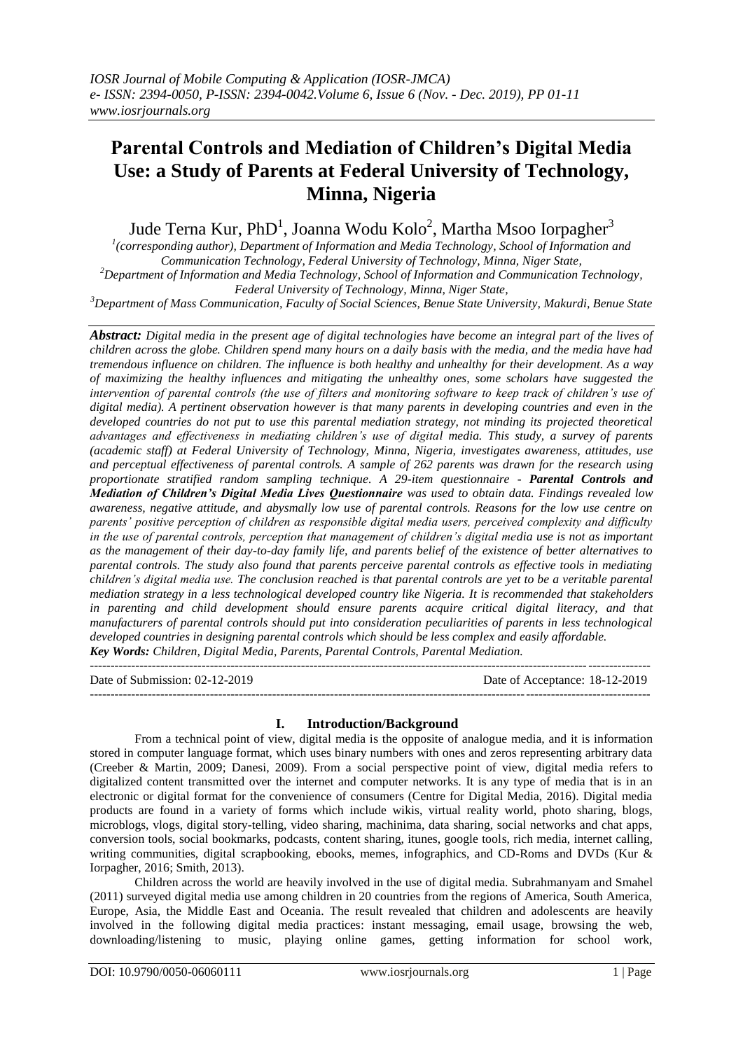# Parental Controls and Mediation of Children's Digital Media Use: a Study of Parents at Federal University of Technology, Minna, Nigeria

Jude Terna Kur, PhD[1], Joanna Wodu Kolo[2], Martha Msoo Iorpagher[3]

[1](corresponding author), Department of Information and Media Technology, School of Information and Communication Technology, Federal University of Technology, Minna, Niger State,
[2]Department of Information and Media Technology, School of Information and Communication Technology, Federal University of Technology, Minna, Niger State,
[3]Department of Mass Communication, Faculty of Social Sciences, Benue State University, Makurdi, Benue State

***Abstract:*** *Digital media in the present age of digital technologies have become an integral part of the lives of children across the globe. Children spend many hours on a daily basis with the media, and the media have had tremendous influence on children. The influence is both healthy and unhealthy for their development. As a way of maximizing the healthy influences and mitigating the unhealthy ones, some scholars have suggested the intervention of parental controls (the use of filters and monitoring software to keep track of children's use of digital media). A pertinent observation however is that many parents in developing countries and even in the developed countries do not put to use this parental mediation strategy, not minding its projected theoretical advantages and effectiveness in mediating children's use of digital media. This study, a survey of parents (academic staff) at Federal University of Technology, Minna, Nigeria, investigates awareness, attitudes, use and perceptual effectiveness of parental controls. A sample of 262 parents was drawn for the research using proportionate stratified random sampling technique. A 29-item questionnaire -* ***Parental Controls and Mediation of Children's Digital Media Lives Questionnaire*** *was used to obtain data. Findings revealed low awareness, negative attitude, and abysmally low use of parental controls. Reasons for the low use centre on parents' positive perception of children as responsible digital media users, perceived complexity and difficulty in the use of parental controls, perception that management of children's digital media use is not as important as the management of their day-to-day family life, and parents belief of the existence of better alternatives to parental controls. The study also found that parents perceive parental controls as effective tools in mediating children's digital media use. The conclusion reached is that parental controls are yet to be a veritable parental mediation strategy in a less technological developed country like Nigeria. It is recommended that stakeholders in parenting and child development should ensure parents acquire critical digital literacy, and that manufacturers of parental controls should put into consideration peculiarities of parents in less technological developed countries in designing parental controls which should be less complex and easily affordable.*

***Key Words:*** *Children, Digital Media, Parents, Parental Controls, Parental Mediation.*

---

Date of Submission: 02-12-2019 Date of Acceptance: 18-12-2019

---

## I. Introduction/Background

From a technical point of view, digital media is the opposite of analogue media, and it is information stored in computer language format, which uses binary numbers with ones and zeros representing arbitrary data (Creeber & Martin, 2009; Danesi, 2009). From a social perspective point of view, digital media refers to digitalized content transmitted over the internet and computer networks. It is any type of media that is in an electronic or digital format for the convenience of consumers (Centre for Digital Media, 2016). Digital media products are found in a variety of forms which include wikis, virtual reality world, photo sharing, blogs, microblogs, vlogs, digital story-telling, video sharing, machinima, data sharing, social networks and chat apps, conversion tools, social bookmarks, podcasts, content sharing, itunes, google tools, rich media, internet calling, writing communities, digital scrapbooking, ebooks, memes, infographics, and CD-Roms and DVDs (Kur & Iorpagher, 2016; Smith, 2013).

Children across the world are heavily involved in the use of digital media. Subrahmanyam and Smahel (2011) surveyed digital media use among children in 20 countries from the regions of America, South America, Europe, Asia, the Middle East and Oceania. The result revealed that children and adolescents are heavily involved in the following digital media practices: instant messaging, email usage, browsing the web, downloading/listening to music, playing online games, getting information for school work,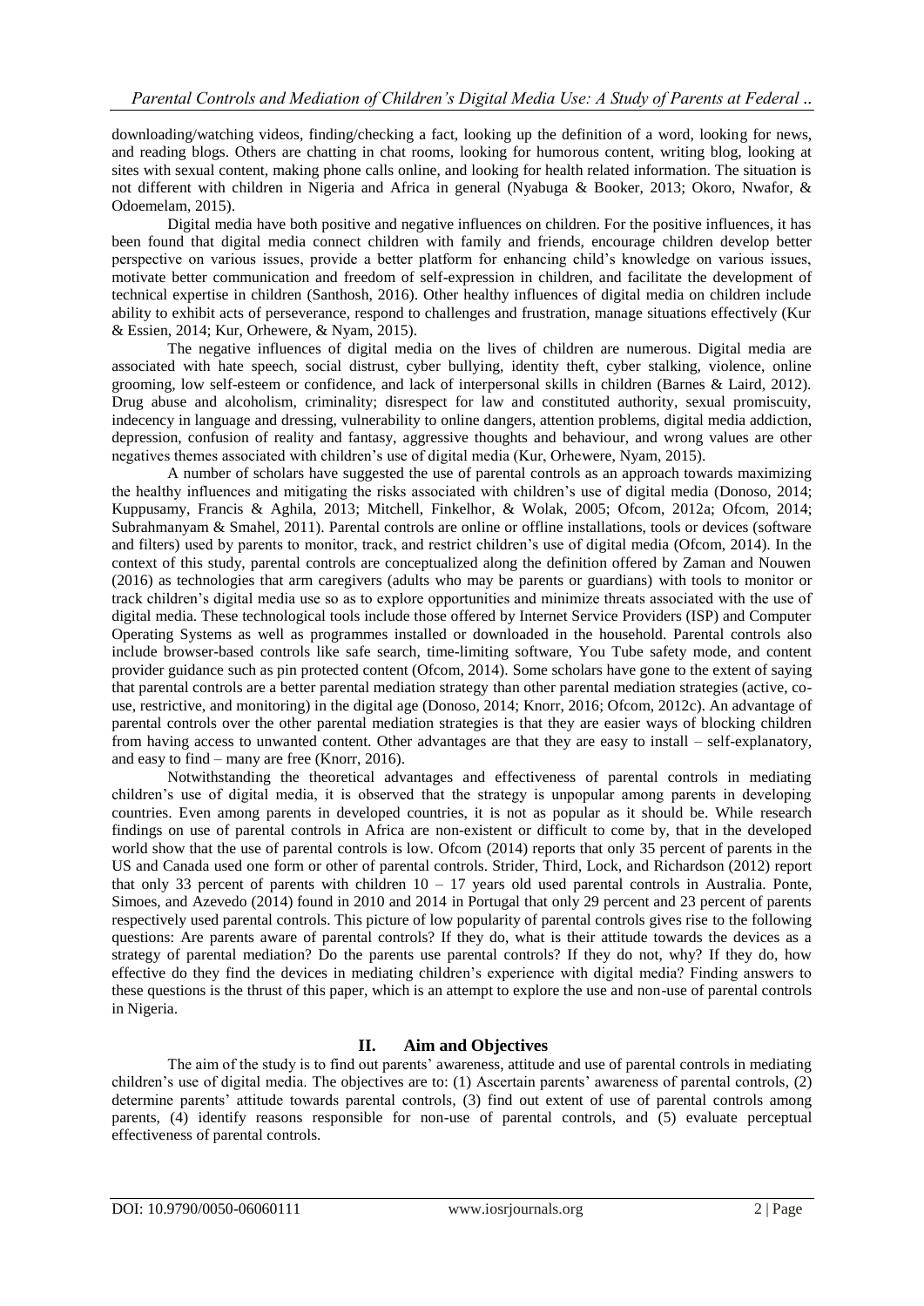downloading/watching videos, finding/checking a fact, looking up the definition of a word, looking for news, and reading blogs. Others are chatting in chat rooms, looking for humorous content, writing blog, looking at sites with sexual content, making phone calls online, and looking for health related information. The situation is not different with children in Nigeria and Africa in general (Nyabuga & Booker, 2013; Okoro, Nwafor, & Odoemelam, 2015).

Digital media have both positive and negative influences on children. For the positive influences, it has been found that digital media connect children with family and friends, encourage children develop better perspective on various issues, provide a better platform for enhancing child's knowledge on various issues, motivate better communication and freedom of self-expression in children, and facilitate the development of technical expertise in children (Santhosh, 2016). Other healthy influences of digital media on children include ability to exhibit acts of perseverance, respond to challenges and frustration, manage situations effectively (Kur & Essien, 2014; Kur, Orhewere, & Nyam, 2015).

The negative influences of digital media on the lives of children are numerous. Digital media are associated with hate speech, social distrust, cyber bullying, identity theft, cyber stalking, violence, online grooming, low self-esteem or confidence, and lack of interpersonal skills in children (Barnes & Laird, 2012). Drug abuse and alcoholism, criminality; disrespect for law and constituted authority, sexual promiscuity, indecency in language and dressing, vulnerability to online dangers, attention problems, digital media addiction, depression, confusion of reality and fantasy, aggressive thoughts and behaviour, and wrong values are other negatives themes associated with children's use of digital media (Kur, Orhewere, Nyam, 2015).

A number of scholars have suggested the use of parental controls as an approach towards maximizing the healthy influences and mitigating the risks associated with children's use of digital media (Donoso, 2014; Kuppusamy, Francis & Aghila, 2013; Mitchell, Finkelhor, & Wolak, 2005; Ofcom, 2012a; Ofcom, 2014; Subrahmanyam & Smahel, 2011). Parental controls are online or offline installations, tools or devices (software and filters) used by parents to monitor, track, and restrict children's use of digital media (Ofcom, 2014). In the context of this study, parental controls are conceptualized along the definition offered by Zaman and Nouwen (2016) as technologies that arm caregivers (adults who may be parents or guardians) with tools to monitor or track children's digital media use so as to explore opportunities and minimize threats associated with the use of digital media. These technological tools include those offered by Internet Service Providers (ISP) and Computer Operating Systems as well as programmes installed or downloaded in the household. Parental controls also include browser-based controls like safe search, time-limiting software, You Tube safety mode, and content provider guidance such as pin protected content (Ofcom, 2014). Some scholars have gone to the extent of saying that parental controls are a better parental mediation strategy than other parental mediation strategies (active, co-use, restrictive, and monitoring) in the digital age (Donoso, 2014; Knorr, 2016; Ofcom, 2012c). An advantage of parental controls over the other parental mediation strategies is that they are easier ways of blocking children from having access to unwanted content. Other advantages are that they are easy to install – self-explanatory, and easy to find – many are free (Knorr, 2016).

Notwithstanding the theoretical advantages and effectiveness of parental controls in mediating children's use of digital media, it is observed that the strategy is unpopular among parents in developing countries. Even among parents in developed countries, it is not as popular as it should be. While research findings on use of parental controls in Africa are non-existent or difficult to come by, that in the developed world show that the use of parental controls is low. Ofcom (2014) reports that only 35 percent of parents in the US and Canada used one form or other of parental controls. Strider, Third, Lock, and Richardson (2012) report that only 33 percent of parents with children 10 – 17 years old used parental controls in Australia. Ponte, Simoes, and Azevedo (2014) found in 2010 and 2014 in Portugal that only 29 percent and 23 percent of parents respectively used parental controls. This picture of low popularity of parental controls gives rise to the following questions: Are parents aware of parental controls? If they do, what is their attitude towards the devices as a strategy of parental mediation? Do the parents use parental controls? If they do not, why? If they do, how effective do they find the devices in mediating children's experience with digital media? Finding answers to these questions is the thrust of this paper, which is an attempt to explore the use and non-use of parental controls in Nigeria.

## II. Aim and Objectives

The aim of the study is to find out parents' awareness, attitude and use of parental controls in mediating children's use of digital media. The objectives are to: (1) Ascertain parents' awareness of parental controls, (2) determine parents' attitude towards parental controls, (3) find out extent of use of parental controls among parents, (4) identify reasons responsible for non-use of parental controls, and (5) evaluate perceptual effectiveness of parental controls.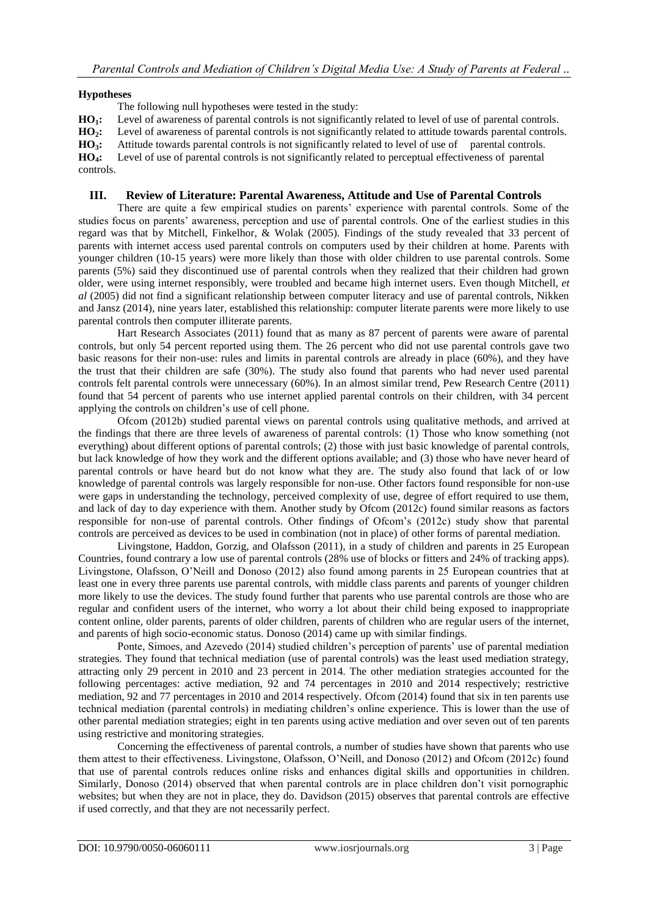**Hypotheses**

The following null hypotheses were tested in the study:

**$HO_1$:** Level of awareness of parental controls is not significantly related to level of use of parental controls.

**$HO_2$:** Level of awareness of parental controls is not significantly related to attitude towards parental controls.

**$HO_3$:** Attitude towards parental controls is not significantly related to level of use of parental controls.

**$HO_4$:** Level of use of parental controls is not significantly related to perceptual effectiveness of parental controls.

## III. Review of Literature: Parental Awareness, Attitude and Use of Parental Controls

There are quite a few empirical studies on parents' experience with parental controls. Some of the studies focus on parents' awareness, perception and use of parental controls. One of the earliest studies in this regard was that by Mitchell, Finkelhor, & Wolak (2005). Findings of the study revealed that 33 percent of parents with internet access used parental controls on computers used by their children at home. Parents with younger children (10-15 years) were more likely than those with older children to use parental controls. Some parents (5%) said they discontinued use of parental controls when they realized that their children had grown older, were using internet responsibly, were troubled and became high internet users. Even though Mitchell, *et al* (2005) did not find a significant relationship between computer literacy and use of parental controls, Nikken and Jansz (2014), nine years later, established this relationship: computer literate parents were more likely to use parental controls then computer illiterate parents.

Hart Research Associates (2011) found that as many as 87 percent of parents were aware of parental controls, but only 54 percent reported using them. The 26 percent who did not use parental controls gave two basic reasons for their non-use: rules and limits in parental controls are already in place (60%), and they have the trust that their children are safe (30%). The study also found that parents who had never used parental controls felt parental controls were unnecessary (60%). In an almost similar trend, Pew Research Centre (2011) found that 54 percent of parents who use internet applied parental controls on their children, with 34 percent applying the controls on children's use of cell phone.

Ofcom (2012b) studied parental views on parental controls using qualitative methods, and arrived at the findings that there are three levels of awareness of parental controls: (1) Those who know something (not everything) about different options of parental controls; (2) those with just basic knowledge of parental controls, but lack knowledge of how they work and the different options available; and (3) those who have never heard of parental controls or have heard but do not know what they are. The study also found that lack of or low knowledge of parental controls was largely responsible for non-use. Other factors found responsible for non-use were gaps in understanding the technology, perceived complexity of use, degree of effort required to use them, and lack of day to day experience with them. Another study by Ofcom (2012c) found similar reasons as factors responsible for non-use of parental controls. Other findings of Ofcom's (2012c) study show that parental controls are perceived as devices to be used in combination (not in place) of other forms of parental mediation.

Livingstone, Haddon, Gorzig, and Olafsson (2011), in a study of children and parents in 25 European Countries, found contrary a low use of parental controls (28% use of blocks or fitters and 24% of tracking apps). Livingstone, Olafsson, O'Neill and Donoso (2012) also found among parents in 25 European countries that at least one in every three parents use parental controls, with middle class parents and parents of younger children more likely to use the devices. The study found further that parents who use parental controls are those who are regular and confident users of the internet, who worry a lot about their child being exposed to inappropriate content online, older parents, parents of older children, parents of children who are regular users of the internet, and parents of high socio-economic status. Donoso (2014) came up with similar findings.

Ponte, Simoes, and Azevedo (2014) studied children's perception of parents' use of parental mediation strategies. They found that technical mediation (use of parental controls) was the least used mediation strategy, attracting only 29 percent in 2010 and 23 percent in 2014. The other mediation strategies accounted for the following percentages: active mediation, 92 and 74 percentages in 2010 and 2014 respectively; restrictive mediation, 92 and 77 percentages in 2010 and 2014 respectively. Ofcom (2014) found that six in ten parents use technical mediation (parental controls) in mediating children's online experience. This is lower than the use of other parental mediation strategies; eight in ten parents using active mediation and over seven out of ten parents using restrictive and monitoring strategies.

Concerning the effectiveness of parental controls, a number of studies have shown that parents who use them attest to their effectiveness. Livingstone, Olafsson, O'Neill, and Donoso (2012) and Ofcom (2012c) found that use of parental controls reduces online risks and enhances digital skills and opportunities in children. Similarly, Donoso (2014) observed that when parental controls are in place children don't visit pornographic websites; but when they are not in place, they do. Davidson (2015) observes that parental controls are effective if used correctly, and that they are not necessarily perfect.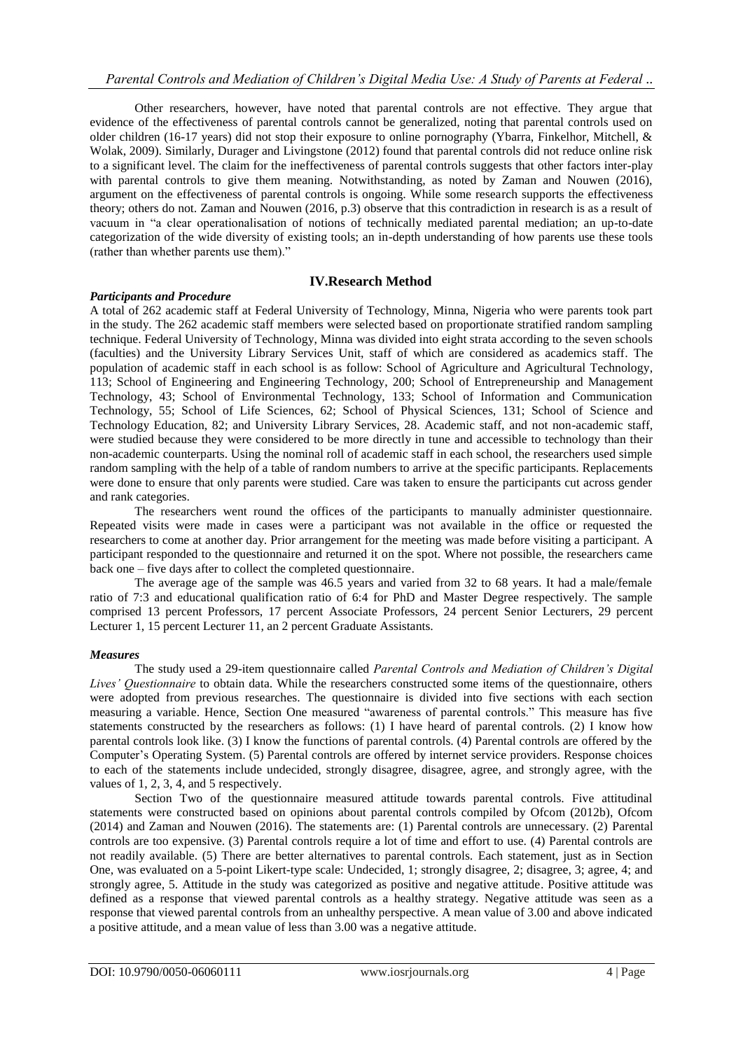Other researchers, however, have noted that parental controls are not effective. They argue that evidence of the effectiveness of parental controls cannot be generalized, noting that parental controls used on older children (16-17 years) did not stop their exposure to online pornography (Ybarra, Finkelhor, Mitchell, & Wolak, 2009). Similarly, Durager and Livingstone (2012) found that parental controls did not reduce online risk to a significant level. The claim for the ineffectiveness of parental controls suggests that other factors inter-play with parental controls to give them meaning. Notwithstanding, as noted by Zaman and Nouwen (2016), argument on the effectiveness of parental controls is ongoing. While some research supports the effectiveness theory; others do not. Zaman and Nouwen (2016, p.3) observe that this contradiction in research is as a result of vacuum in "a clear operationalisation of notions of technically mediated parental mediation; an up-to-date categorization of the wide diversity of existing tools; an in-depth understanding of how parents use these tools (rather than whether parents use them)."

## IV.Research Method

### *Participants and Procedure*

A total of 262 academic staff at Federal University of Technology, Minna, Nigeria who were parents took part in the study. The 262 academic staff members were selected based on proportionate stratified random sampling technique. Federal University of Technology, Minna was divided into eight strata according to the seven schools (faculties) and the University Library Services Unit, staff of which are considered as academics staff. The population of academic staff in each school is as follow: School of Agriculture and Agricultural Technology, 113; School of Engineering and Engineering Technology, 200; School of Entrepreneurship and Management Technology, 43; School of Environmental Technology, 133; School of Information and Communication Technology, 55; School of Life Sciences, 62; School of Physical Sciences, 131; School of Science and Technology Education, 82; and University Library Services, 28. Academic staff, and not non-academic staff, were studied because they were considered to be more directly in tune and accessible to technology than their non-academic counterparts. Using the nominal roll of academic staff in each school, the researchers used simple random sampling with the help of a table of random numbers to arrive at the specific participants. Replacements were done to ensure that only parents were studied. Care was taken to ensure the participants cut across gender and rank categories.

The researchers went round the offices of the participants to manually administer questionnaire. Repeated visits were made in cases were a participant was not available in the office or requested the researchers to come at another day. Prior arrangement for the meeting was made before visiting a participant. A participant responded to the questionnaire and returned it on the spot. Where not possible, the researchers came back one – five days after to collect the completed questionnaire.

The average age of the sample was 46.5 years and varied from 32 to 68 years. It had a male/female ratio of 7:3 and educational qualification ratio of 6:4 for PhD and Master Degree respectively. The sample comprised 13 percent Professors, 17 percent Associate Professors, 24 percent Senior Lecturers, 29 percent Lecturer 1, 15 percent Lecturer 11, an 2 percent Graduate Assistants.

### *Measures*

The study used a 29-item questionnaire called *Parental Controls and Mediation of Children's Digital Lives' Questionnaire* to obtain data. While the researchers constructed some items of the questionnaire, others were adopted from previous researches. The questionnaire is divided into five sections with each section measuring a variable. Hence, Section One measured "awareness of parental controls." This measure has five statements constructed by the researchers as follows: (1) I have heard of parental controls. (2) I know how parental controls look like. (3) I know the functions of parental controls. (4) Parental controls are offered by the Computer's Operating System. (5) Parental controls are offered by internet service providers. Response choices to each of the statements include undecided, strongly disagree, disagree, agree, and strongly agree, with the values of 1, 2, 3, 4, and 5 respectively.

Section Two of the questionnaire measured attitude towards parental controls. Five attitudinal statements were constructed based on opinions about parental controls compiled by Ofcom (2012b), Ofcom (2014) and Zaman and Nouwen (2016). The statements are: (1) Parental controls are unnecessary. (2) Parental controls are too expensive. (3) Parental controls require a lot of time and effort to use. (4) Parental controls are not readily available. (5) There are better alternatives to parental controls. Each statement, just as in Section One, was evaluated on a 5-point Likert-type scale: Undecided, 1; strongly disagree, 2; disagree, 3; agree, 4; and strongly agree, 5. Attitude in the study was categorized as positive and negative attitude. Positive attitude was defined as a response that viewed parental controls as a healthy strategy. Negative attitude was seen as a response that viewed parental controls from an unhealthy perspective. A mean value of 3.00 and above indicated a positive attitude, and a mean value of less than 3.00 was a negative attitude.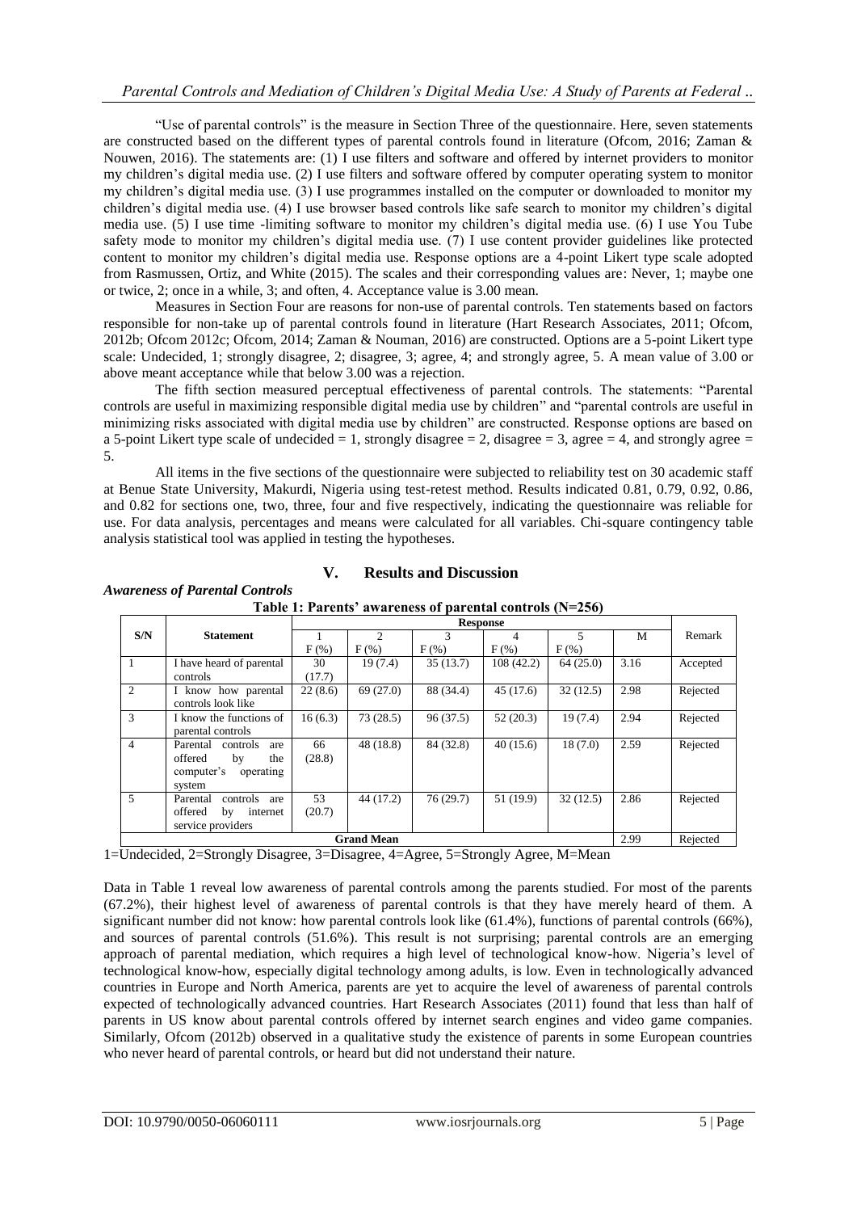"Use of parental controls" is the measure in Section Three of the questionnaire. Here, seven statements are constructed based on the different types of parental controls found in literature (Ofcom, 2016; Zaman & Nouwen, 2016). The statements are: (1) I use filters and software and offered by internet providers to monitor my children's digital media use. (2) I use filters and software offered by computer operating system to monitor my children's digital media use. (3) I use programmes installed on the computer or downloaded to monitor my children's digital media use. (4) I use browser based controls like safe search to monitor my children's digital media use. (5) I use time -limiting software to monitor my children's digital media use. (6) I use You Tube safety mode to monitor my children's digital media use. (7) I use content provider guidelines like protected content to monitor my children's digital media use. Response options are a 4-point Likert type scale adopted from Rasmussen, Ortiz, and White (2015). The scales and their corresponding values are: Never, 1; maybe one or twice, 2; once in a while, 3; and often, 4. Acceptance value is 3.00 mean.

Measures in Section Four are reasons for non-use of parental controls. Ten statements based on factors responsible for non-take up of parental controls found in literature (Hart Research Associates, 2011; Ofcom, 2012b; Ofcom 2012c; Ofcom, 2014; Zaman & Nouman, 2016) are constructed. Options are a 5-point Likert type scale: Undecided, 1; strongly disagree, 2; disagree, 3; agree, 4; and strongly agree, 5. A mean value of 3.00 or above meant acceptance while that below 3.00 was a rejection.

The fifth section measured perceptual effectiveness of parental controls. The statements: "Parental controls are useful in maximizing responsible digital media use by children" and "parental controls are useful in minimizing risks associated with digital media use by children" are constructed. Response options are based on a 5-point Likert type scale of undecided = 1, strongly disagree = 2, disagree = 3, agree = 4, and strongly agree = 5.

All items in the five sections of the questionnaire were subjected to reliability test on 30 academic staff at Benue State University, Makurdi, Nigeria using test-retest method. Results indicated 0.81, 0.79, 0.92, 0.86, and 0.82 for sections one, two, three, four and five respectively, indicating the questionnaire was reliable for use. For data analysis, percentages and means were calculated for all variables. Chi-square contingency table analysis statistical tool was applied in testing the hypotheses.

## V. Results and Discussion

### *Awareness of Parental Controls*

**Table 1: Parents' awareness of parental controls (N=256)**

| S/N | Statement | Response | | | | | | Remark |
|---|---|---|---|---|---|---|---|---|
| | | 1<br>F (%) | 2<br>F (%) | 3<br>F (%) | 4<br>F (%) | 5<br>F (%) | M | |
| 1 | I have heard of parental controls | 30 (17.7) | 19 (7.4) | 35 (13.7) | 108 (42.2) | 64 (25.0) | 3.16 | Accepted |
| 2 | I know how parental controls look like | 22 (8.6) | 69 (27.0) | 88 (34.4) | 45 (17.6) | 32 (12.5) | 2.98 | Rejected |
| 3 | I know the functions of parental controls | 16 (6.3) | 73 (28.5) | 96 (37.5) | 52 (20.3) | 19 (7.4) | 2.94 | Rejected |
| 4 | Parental controls are offered by the computer's operating system | 66 (28.8) | 48 (18.8) | 84 (32.8) | 40 (15.6) | 18 (7.0) | 2.59 | Rejected |
| 5 | Parental controls are offered by internet service providers | 53 (20.7) | 44 (17.2) | 76 (29.7) | 51 (19.9) | 32 (12.5) | 2.86 | Rejected |
| | **Grand Mean** | | | | | | 2.99 | Rejected |

1=Undecided, 2=Strongly Disagree, 3=Disagree, 4=Agree, 5=Strongly Agree, M=Mean

Data in Table 1 reveal low awareness of parental controls among the parents studied. For most of the parents (67.2%), their highest level of awareness of parental controls is that they have merely heard of them. A significant number did not know: how parental controls look like (61.4%), functions of parental controls (66%), and sources of parental controls (51.6%). This result is not surprising; parental controls are an emerging approach of parental mediation, which requires a high level of technological know-how. Nigeria's level of technological know-how, especially digital technology among adults, is low. Even in technologically advanced countries in Europe and North America, parents are yet to acquire the level of awareness of parental controls expected of technologically advanced countries. Hart Research Associates (2011) found that less than half of parents in US know about parental controls offered by internet search engines and video game companies. Similarly, Ofcom (2012b) observed in a qualitative study the existence of parents in some European countries who never heard of parental controls, or heard but did not understand their nature.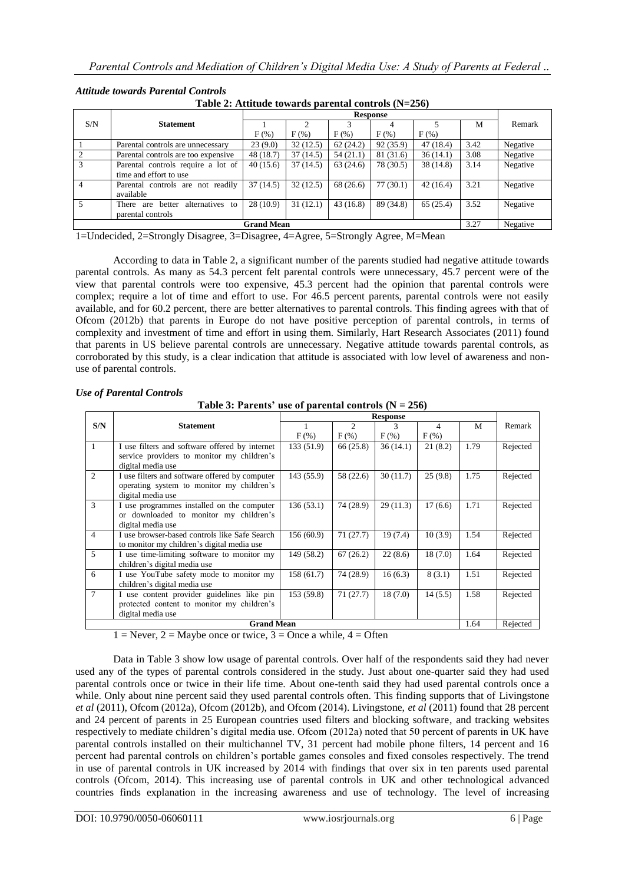### *Attitude towards Parental Controls*

**Table 2: Attitude towards parental controls (N=256)**

| S/N | Statement | Response | | | | | | Remark |
|---|---|---|---|---|---|---|---|---|
| | | 1 F (%) | 2 F (%) | 3 F (%) | 4 F (%) | 5 F (%) | M | |
| 1 | Parental controls are unnecessary | 23 (9.0) | 32 (12.5) | 62 (24.2) | 92 (35.9) | 47 (18.4) | 3.42 | Negative |
| 2 | Parental controls are too expensive | 48 (18.7) | 37 (14.5) | 54 (21.1) | 81 (31.6) | 36 (14.1) | 3.08 | Negative |
| 3 | Parental controls require a lot of time and effort to use | 40 (15.6) | 37 (14.5) | 63 (24.6) | 78 (30.5) | 38 (14.8) | 3.14 | Negative |
| 4 | Parental controls are not readily available | 37 (14.5) | 32 (12.5) | 68 (26.6) | 77 (30.1) | 42 (16.4) | 3.21 | Negative |
| 5 | There are better alternatives to parental controls | 28 (10.9) | 31 (12.1) | 43 (16.8) | 89 (34.8) | 65 (25.4) | 3.52 | Negative |
| | **Grand Mean** | | | | | | 3.27 | Negative |

1=Undecided, 2=Strongly Disagree, 3=Disagree, 4=Agree, 5=Strongly Agree, M=Mean

According to data in Table 2, a significant number of the parents studied had negative attitude towards parental controls. As many as 54.3 percent felt parental controls were unnecessary, 45.7 percent were of the view that parental controls were too expensive, 45.3 percent had the opinion that parental controls were complex; require a lot of time and effort to use. For 46.5 percent parents, parental controls were not easily available, and for 60.2 percent, there are better alternatives to parental controls. This finding agrees with that of Ofcom (2012b) that parents in Europe do not have positive perception of parental controls, in terms of complexity and investment of time and effort in using them. Similarly, Hart Research Associates (2011) found that parents in US believe parental controls are unnecessary. Negative attitude towards parental controls, as corroborated by this study, is a clear indication that attitude is associated with low level of awareness and non-use of parental controls.

### *Use of Parental Controls*

**Table 3: Parents' use of parental controls (N = 256)**

| S/N | Statement | Response | | | | | Remark |
|---|---|---|---|---|---|---|---|
| | | 1 F (%) | 2 F (%) | 3 F (%) | 4 F (%) | M | |
| 1 | I use filters and software offered by internet service providers to monitor my children's digital media use | 133 (51.9) | 66 (25.8) | 36 (14.1) | 21 (8.2) | 1.79 | Rejected |
| 2 | I use filters and software offered by computer operating system to monitor my children's digital media use | 143 (55.9) | 58 (22.6) | 30 (11.7) | 25 (9.8) | 1.75 | Rejected |
| 3 | I use programmes installed on the computer or downloaded to monitor my children's digital media use | 136 (53.1) | 74 (28.9) | 29 (11.3) | 17 (6.6) | 1.71 | Rejected |
| 4 | I use browser-based controls like Safe Search to monitor my children's digital media use | 156 (60.9) | 71 (27.7) | 19 (7.4) | 10 (3.9) | 1.54 | Rejected |
| 5 | I use time-limiting software to monitor my children's digital media use | 149 (58.2) | 67 (26.2) | 22 (8.6) | 18 (7.0) | 1.64 | Rejected |
| 6 | I use YouTube safety mode to monitor my children's digital media use | 158 (61.7) | 74 (28.9) | 16 (6.3) | 8 (3.1) | 1.51 | Rejected |
| 7 | I use content provider guidelines like pin protected content to monitor my children's digital media use | 153 (59.8) | 71 (27.7) | 18 (7.0) | 14 (5.5) | 1.58 | Rejected |
| | **Grand Mean** | | | | | 1.64 | Rejected |

1 = Never, 2 = Maybe once or twice, 3 = Once a while, 4 = Often

Data in Table 3 show low usage of parental controls. Over half of the respondents said they had never used any of the types of parental controls considered in the study. Just about one-quarter said they had used parental controls once or twice in their life time. About one-tenth said they had used parental controls once a while. Only about nine percent said they used parental controls often. This finding supports that of Livingstone *et al* (2011), Ofcom (2012a), Ofcom (2012b), and Ofcom (2014). Livingstone, *et al* (2011) found that 28 percent and 24 percent of parents in 25 European countries used filters and blocking software, and tracking websites respectively to mediate children's digital media use. Ofcom (2012a) noted that 50 percent of parents in UK have parental controls installed on their multichannel TV, 31 percent had mobile phone filters, 14 percent and 16 percent had parental controls on children's portable games consoles and fixed consoles respectively. The trend in use of parental controls in UK increased by 2014 with findings that over six in ten parents used parental controls (Ofcom, 2014). This increasing use of parental controls in UK and other technological advanced countries finds explanation in the increasing awareness and use of technology. The level of increasing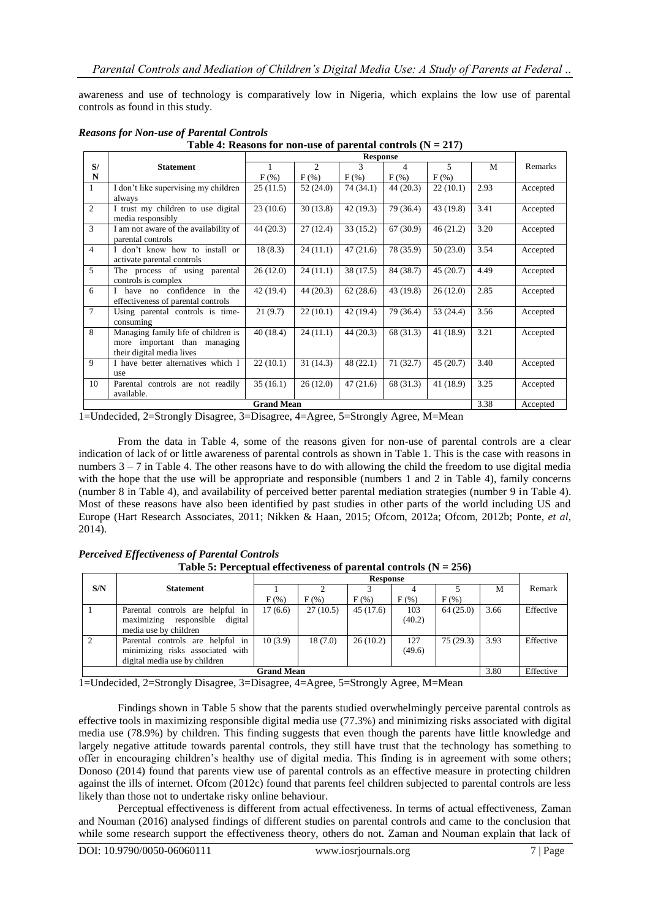awareness and use of technology is comparatively low in Nigeria, which explains the low use of parental controls as found in this study.

***Reasons for Non-use of Parental Controls***

**Table 4: Reasons for non-use of parental controls (N = 217)**

| S/N | Statement | Response | | | | | | Remarks |
|---|---|---|---|---|---|---|---|---|
| | | 1 | 2 | 3 | 4 | 5 | M | |
| | | F (%) | F (%) | F (%) | F (%) | F (%) | | |
| 1 | I don't like supervising my children always | 25 (11.5) | 52 (24.0) | 74 (34.1) | 44 (20.3) | 22 (10.1) | 2.93 | Accepted |
| 2 | I trust my children to use digital media responsibly | 23 (10.6) | 30 (13.8) | 42 (19.3) | 79 (36.4) | 43 (19.8) | 3.41 | Accepted |
| 3 | I am not aware of the availability of parental controls | 44 (20.3) | 27 (12.4) | 33 (15.2) | 67 (30.9) | 46 (21.2) | 3.20 | Accepted |
| 4 | I don't know how to install or activate parental controls | 18 (8.3) | 24 (11.1) | 47 (21.6) | 78 (35.9) | 50 (23.0) | 3.54 | Accepted |
| 5 | The process of using parental controls is complex | 26 (12.0) | 24 (11.1) | 38 (17.5) | 84 (38.7) | 45 (20.7) | 4.49 | Accepted |
| 6 | I have no confidence in the effectiveness of parental controls | 42 (19.4) | 44 (20.3) | 62 (28.6) | 43 (19.8) | 26 (12.0) | 2.85 | Accepted |
| 7 | Using parental controls is time-consuming | 21 (9.7) | 22 (10.1) | 42 (19.4) | 79 (36.4) | 53 (24.4) | 3.56 | Accepted |
| 8 | Managing family life of children is more important than managing their digital media lives | 40 (18.4) | 24 (11.1) | 44 (20.3) | 68 (31.3) | 41 (18.9) | 3.21 | Accepted |
| 9 | I have better alternatives which I use | 22 (10.1) | 31 (14.3) | 48 (22.1) | 71 (32.7) | 45 (20.7) | 3.40 | Accepted |
| 10 | Parental controls are not readily available. | 35 (16.1) | 26 (12.0) | 47 (21.6) | 68 (31.3) | 41 (18.9) | 3.25 | Accepted |
| | **Grand Mean** | | | | | | 3.38 | Accepted |

1=Undecided, 2=Strongly Disagree, 3=Disagree, 4=Agree, 5=Strongly Agree, M=Mean

From the data in Table 4, some of the reasons given for non-use of parental controls are a clear indication of lack of or little awareness of parental controls as shown in Table 1. This is the case with reasons in numbers 3 – 7 in Table 4. The other reasons have to do with allowing the child the freedom to use digital media with the hope that the use will be appropriate and responsible (numbers 1 and 2 in Table 4), family concerns (number 8 in Table 4), and availability of perceived better parental mediation strategies (number 9 in Table 4). Most of these reasons have also been identified by past studies in other parts of the world including US and Europe (Hart Research Associates, 2011; Nikken & Haan, 2015; Ofcom, 2012a; Ofcom, 2012b; Ponte, *et al*, 2014).

***Perceived Effectiveness of Parental Controls***

**Table 5: Perceptual effectiveness of parental controls (N = 256)**

| S/N | Statement | Response | | | | | | Remark |
|---|---|---|---|---|---|---|---|---|
| | | 1 | 2 | 3 | 4 | 5 | M | |
| | | F (%) | F (%) | F (%) | F (%) | F (%) | | |
| 1 | Parental controls are helpful in maximizing responsible digital media use by children | 17 (6.6) | 27 (10.5) | 45 (17.6) | 103 (40.2) | 64 (25.0) | 3.66 | Effective |
| 2 | Parental controls are helpful in minimizing risks associated with digital media use by children | 10 (3.9) | 18 (7.0) | 26 (10.2) | 127 (49.6) | 75 (29.3) | 3.93 | Effective |
| | **Grand Mean** | | | | | | 3.80 | Effective |

1=Undecided, 2=Strongly Disagree, 3=Disagree, 4=Agree, 5=Strongly Agree, M=Mean

Findings shown in Table 5 show that the parents studied overwhelmingly perceive parental controls as effective tools in maximizing responsible digital media use (77.3%) and minimizing risks associated with digital media use (78.9%) by children. This finding suggests that even though the parents have little knowledge and largely negative attitude towards parental controls, they still have trust that the technology has something to offer in encouraging children's healthy use of digital media. This finding is in agreement with some others; Donoso (2014) found that parents view use of parental controls as an effective measure in protecting children against the ills of internet. Ofcom (2012c) found that parents feel children subjected to parental controls are less likely than those not to undertake risky online behaviour.

Perceptual effectiveness is different from actual effectiveness. In terms of actual effectiveness, Zaman and Nouman (2016) analysed findings of different studies on parental controls and came to the conclusion that while some research support the effectiveness theory, others do not. Zaman and Nouman explain that lack of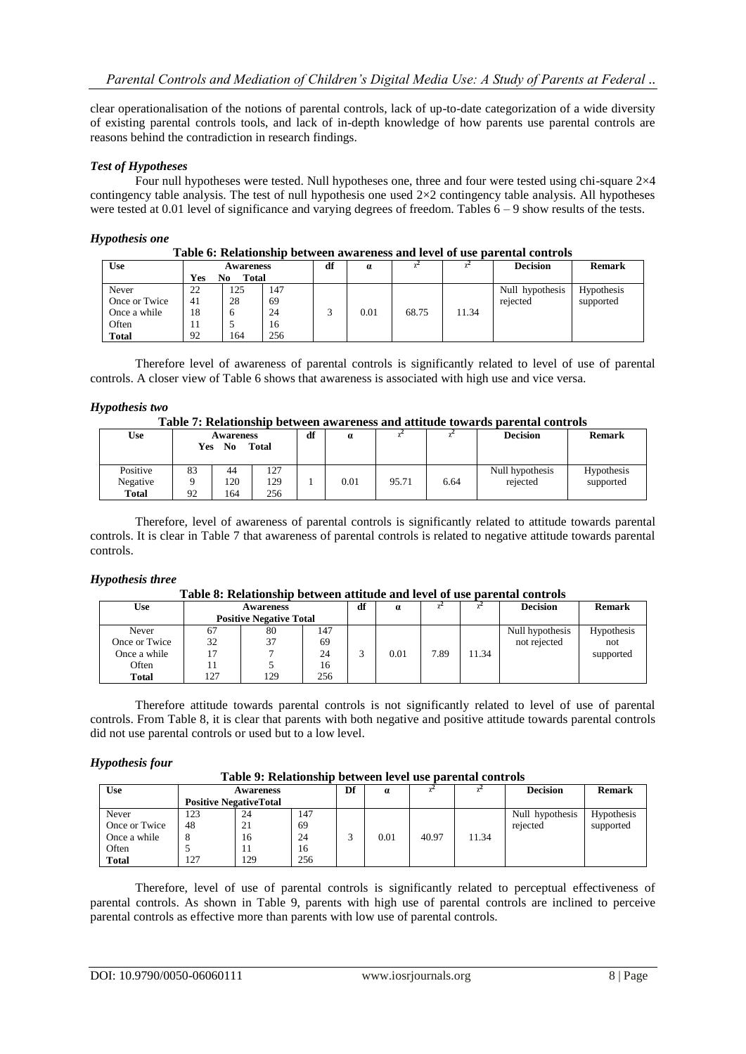clear operationalisation of the notions of parental controls, lack of up-to-date categorization of a wide diversity of existing parental controls tools, and lack of in-depth knowledge of how parents use parental controls are reasons behind the contradiction in research findings.

### *Test of Hypotheses*

Four null hypotheses were tested. Null hypotheses one, three and four were tested using chi-square 2×4 contingency table analysis. The test of null hypothesis one used 2×2 contingency table analysis. All hypotheses were tested at 0.01 level of significance and varying degrees of freedom. Tables 6 – 9 show results of the tests.

### *Hypothesis one*

**Table 6: Relationship between awareness and level of use parental controls**

| Use | Awareness | | | df | α | $x^2$ | $x^2$ | Decision | Remark |
|---|---|---|---|---|---|---|---|---|---|
| | Yes | No | Total | | | | | | |
| Never | 22 | 125 | 147 | | | | | Null hypothesis rejected | Hypothesis supported |
| Once or Twice | 41 | 28 | 69 | | | | | | |
| Once a while | 18 | 6 | 24 | 3 | 0.01 | 68.75 | 11.34 | | |
| Often | 11 | 5 | 16 | | | | | | |
| **Total** | 92 | 164 | 256 | | | | | | |

Therefore level of awareness of parental controls is significantly related to level of use of parental controls. A closer view of Table 6 shows that awareness is associated with high use and vice versa.

### *Hypothesis two*

**Table 7: Relationship between awareness and attitude towards parental controls**

| Use | Awareness | | | df | α | $x^2$ | $x^2$ | Decision | Remark |
|---|---|---|---|---|---|---|---|---|---|
| | Yes | No | Total | | | | | | |
| Positive | 83 | 44 | 127 | | | | | Null hypothesis rejected | Hypothesis supported |
| Negative | 9 | 120 | 129 | 1 | 0.01 | 95.71 | 6.64 | | |
| **Total** | 92 | 164 | 256 | | | | | | |

Therefore, level of awareness of parental controls is significantly related to attitude towards parental controls. It is clear in Table 7 that awareness of parental controls is related to negative attitude towards parental controls.

### *Hypothesis three*

**Table 8: Relationship between attitude and level of use parental controls**

| Use | Awareness | | | df | α | $x^2$ | $x^2$ | Decision | Remark |
|---|---|---|---|---|---|---|---|---|---|
| | Positive | Negative | Total | | | | | | |
| Never | 67 | 80 | 147 | | | | | Null hypothesis not rejected | Hypothesis not supported |
| Once or Twice | 32 | 37 | 69 | | | | | | |
| Once a while | 17 | 7 | 24 | 3 | 0.01 | 7.89 | 11.34 | | |
| Often | 11 | 5 | 16 | | | | | | |
| **Total** | 127 | 129 | 256 | | | | | | |

Therefore attitude towards parental controls is not significantly related to level of use of parental controls. From Table 8, it is clear that parents with both negative and positive attitude towards parental controls did not use parental controls or used but to a low level.

### *Hypothesis four*

**Table 9: Relationship between level use parental controls**

| Use | Awareness | | | Df | α | $x^2$ | $x^2$ | Decision | Remark |
|---|---|---|---|---|---|---|---|---|---|
| | Positive | Negative | Total | | | | | | |
| Never | 123 | 24 | 147 | | | | | Null hypothesis rejected | Hypothesis supported |
| Once or Twice | 48 | 21 | 69 | | | | | | |
| Once a while | 8 | 16 | 24 | 3 | 0.01 | 40.97 | 11.34 | | |
| Often | 5 | 11 | 16 | | | | | | |
| **Total** | 127 | 129 | 256 | | | | | | |

Therefore, level of use of parental controls is significantly related to perceptual effectiveness of parental controls. As shown in Table 9, parents with high use of parental controls are inclined to perceive parental controls as effective more than parents with low use of parental controls.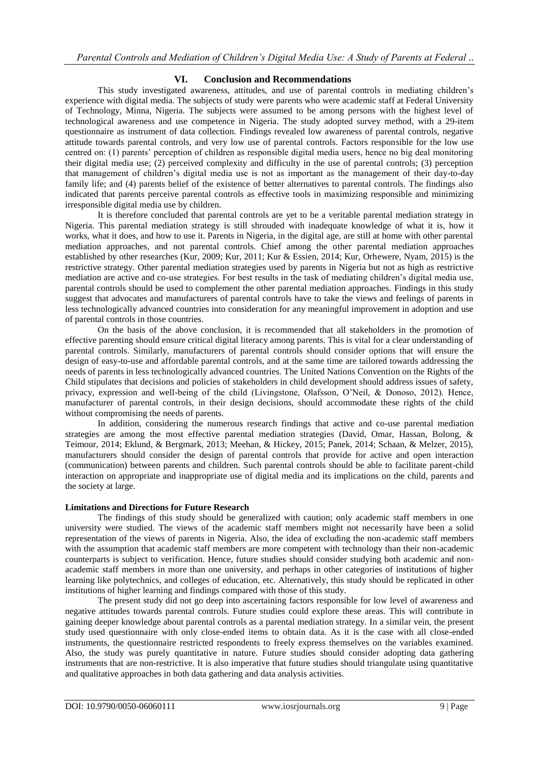## VI. Conclusion and Recommendations

This study investigated awareness, attitudes, and use of parental controls in mediating children's experience with digital media. The subjects of study were parents who were academic staff at Federal University of Technology, Minna, Nigeria. The subjects were assumed to be among persons with the highest level of technological awareness and use competence in Nigeria. The study adopted survey method, with a 29-item questionnaire as instrument of data collection. Findings revealed low awareness of parental controls, negative attitude towards parental controls, and very low use of parental controls. Factors responsible for the low use centred on: (1) parents' perception of children as responsible digital media users, hence no big deal monitoring their digital media use; (2) perceived complexity and difficulty in the use of parental controls; (3) perception that management of children's digital media use is not as important as the management of their day-to-day family life; and (4) parents belief of the existence of better alternatives to parental controls. The findings also indicated that parents perceive parental controls as effective tools in maximizing responsible and minimizing irresponsible digital media use by children.

It is therefore concluded that parental controls are yet to be a veritable parental mediation strategy in Nigeria. This parental mediation strategy is still shrouded with inadequate knowledge of what it is, how it works, what it does, and how to use it. Parents in Nigeria, in the digital age, are still at home with other parental mediation approaches, and not parental controls. Chief among the other parental mediation approaches established by other researches (Kur, 2009; Kur, 2011; Kur & Essien, 2014; Kur, Orhewere, Nyam, 2015) is the restrictive strategy. Other parental mediation strategies used by parents in Nigeria but not as high as restrictive mediation are active and co-use strategies. For best results in the task of mediating children's digital media use, parental controls should be used to complement the other parental mediation approaches. Findings in this study suggest that advocates and manufacturers of parental controls have to take the views and feelings of parents in less technologically advanced countries into consideration for any meaningful improvement in adoption and use of parental controls in those countries.

On the basis of the above conclusion, it is recommended that all stakeholders in the promotion of effective parenting should ensure critical digital literacy among parents. This is vital for a clear understanding of parental controls. Similarly, manufacturers of parental controls should consider options that will ensure the design of easy-to-use and affordable parental controls, and at the same time are tailored towards addressing the needs of parents in less technologically advanced countries. The United Nations Convention on the Rights of the Child stipulates that decisions and policies of stakeholders in child development should address issues of safety, privacy, expression and well-being of the child (Livingstone, Olafsson, O'Neil, & Donoso, 2012). Hence, manufacturer of parental controls, in their design decisions, should accommodate these rights of the child without compromising the needs of parents.

In addition, considering the numerous research findings that active and co-use parental mediation strategies are among the most effective parental mediation strategies (David, Omar, Hassan, Bolong, & Teimour, 2014; Eklund, & Bergmark, 2013; Meehan, & Hickey, 2015; Panek, 2014; Schaan, & Melzer, 2015), manufacturers should consider the design of parental controls that provide for active and open interaction (communication) between parents and children. Such parental controls should be able to facilitate parent-child interaction on appropriate and inappropriate use of digital media and its implications on the child, parents and the society at large.

### Limitations and Directions for Future Research

The findings of this study should be generalized with caution; only academic staff members in one university were studied. The views of the academic staff members might not necessarily have been a solid representation of the views of parents in Nigeria. Also, the idea of excluding the non-academic staff members with the assumption that academic staff members are more competent with technology than their non-academic counterparts is subject to verification. Hence, future studies should consider studying both academic and non-academic staff members in more than one university, and perhaps in other categories of institutions of higher learning like polytechnics, and colleges of education, etc. Alternatively, this study should be replicated in other institutions of higher learning and findings compared with those of this study.

The present study did not go deep into ascertaining factors responsible for low level of awareness and negative attitudes towards parental controls. Future studies could explore these areas. This will contribute in gaining deeper knowledge about parental controls as a parental mediation strategy. In a similar vein, the present study used questionnaire with only close-ended items to obtain data. As it is the case with all close-ended instruments, the questionnaire restricted respondents to freely express themselves on the variables examined. Also, the study was purely quantitative in nature. Future studies should consider adopting data gathering instruments that are non-restrictive. It is also imperative that future studies should triangulate using quantitative and qualitative approaches in both data gathering and data analysis activities.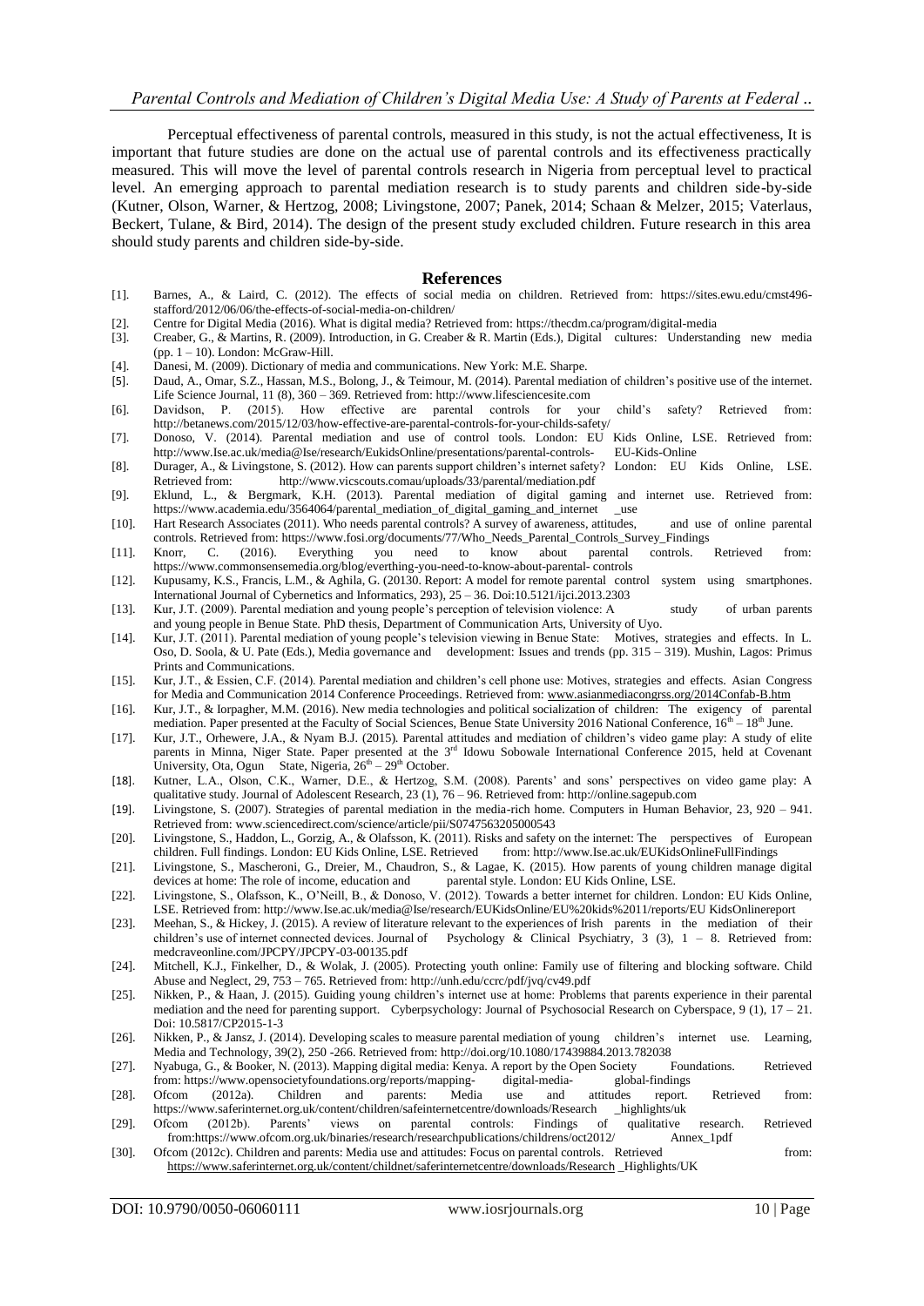Perceptual effectiveness of parental controls, measured in this study, is not the actual effectiveness, It is important that future studies are done on the actual use of parental controls and its effectiveness practically measured. This will move the level of parental controls research in Nigeria from perceptual level to practical level. An emerging approach to parental mediation research is to study parents and children side-by-side (Kutner, Olson, Warner, & Hertzog, 2008; Livingstone, 2007; Panek, 2014; Schaan & Melzer, 2015; Vaterlaus, Beckert, Tulane, & Bird, 2014). The design of the present study excluded children. Future research in this area should study parents and children side-by-side.

## References

[1]. Barnes, A., & Laird, C. (2012). The effects of social media on children. Retrieved from: https://sites.ewu.edu/cmst496-stafford/2012/06/06/the-effects-of-social-media-on-children/

[2]. Centre for Digital Media (2016). What is digital media? Retrieved from: https://thecdm.ca/program/digital-media

[3]. Creaber, G., & Martins, R. (2009). Introduction, in G. Creaber & R. Martin (Eds.), Digital cultures: Understanding new media (pp. 1 – 10). London: McGraw-Hill.

[4]. Danesi, M. (2009). Dictionary of media and communications. New York: M.E. Sharpe.

[5]. Daud, A., Omar, S.Z., Hassan, M.S., Bolong, J., & Teimour, M. (2014). Parental mediation of children's positive use of the internet. Life Science Journal, 11 (8), 360 – 369. Retrieved from: http://www.lifesciencesite.com

[6]. Davidson, P. (2015). How effective are parental controls for your child's safety? Retrieved from: http://betanews.com/2015/12/03/how-effective-are-parental-controls-for-your-childs-safety/

[7]. Donoso, V. (2014). Parental mediation and use of control tools. London: EU Kids Online, LSE. Retrieved from: http://www.lse.ac.uk/media@lse/research/EukidsOnline/presentations/parental-controls- EU-Kids-Online

[8]. Durager, A., & Livingstone, S. (2012). How can parents support children's internet safety? London: EU Kids Online, LSE. Retrieved from: http://www.vicscouts.comau/uploads/33/parental/mediation.pdf

[9]. Eklund, L., & Bergmark, K.H. (2013). Parental mediation of digital gaming and internet use. Retrieved from: https://www.academia.edu/3564064/parental_mediation_of_digital_gaming_and_internet _use

[10]. Hart Research Associates (2011). Who needs parental controls? A survey of awareness, attitudes, and use of online parental controls. Retrieved from: https://www.fosi.org/documents/77/Who_Needs_Parental_Controls_Survey_Findings

[11]. Knorr, C. (2016). Everything you need to know about parental controls. Retrieved from: https://www.commonsensemedia.org/blog/everthing-you-need-to-know-about-parental- controls

[12]. Kupusamy, K.S., Francis, L.M., & Aghila, G. (20130. Report: A model for remote parental control system using smartphones. International Journal of Cybernetics and Informatics, 293), 25 – 36. Doi:10.5121/ijci.2013.2303

[13]. Kur, J.T. (2009). Parental mediation and young people's perception of television violence: A study of urban parents and young people in Benue State. PhD thesis, Department of Communication Arts, University of Uyo.

[14]. Kur, J.T. (2011). Parental mediation of young people's television viewing in Benue State: Motives, strategies and effects. In L. Oso, D. Soola, & U. Pate (Eds.), Media governance and development: Issues and trends (pp. 315 – 319). Mushin, Lagos: Primus Prints and Communications.

[15]. Kur, J.T., & Essien, C.F. (2014). Parental mediation and children's cell phone use: Motives, strategies and effects. Asian Congress for Media and Communication 2014 Conference Proceedings. Retrieved from: www.asianmediacongrss.org/2014Confab-B.htm

[16]. Kur, J.T., & Iorpagher, M.M. (2016). New media technologies and political socialization of children: The exigency of parental mediation. Paper presented at the Faculty of Social Sciences, Benue State University 2016 National Conference, 16th – 18th June.

[17]. Kur, J.T., Orhewere, J.A., & Nyam B.J. (2015). Parental attitudes and mediation of children's video game play: A study of elite parents in Minna, Niger State. Paper presented at the 3rd Idowu Sobowale International Conference 2015, held at Covenant University, Ota, Ogun State, Nigeria, 26th – 29th October.

[18]. Kutner, L.A., Olson, C.K., Warner, D.E., & Hertzog, S.M. (2008). Parents' and sons' perspectives on video game play: A qualitative study. Journal of Adolescent Research, 23 (1), 76 – 96. Retrieved from: http://online.sagepub.com

[19]. Livingstone, S. (2007). Strategies of parental mediation in the media-rich home. Computers in Human Behavior, 23, 920 – 941. Retrieved from: www.sciencedirect.com/science/article/pii/S0747563205000543

[20]. Livingstone, S., Haddon, L., Gorzig, A., & Olafsson, K. (2011). Risks and safety on the internet: The perspectives of European children. Full findings. London: EU Kids Online, LSE. Retrieved from: http://www.lse.ac.uk/EUKidsOnlineFullFindings

[21]. Livingstone, S., Mascheroni, G., Dreier, M., Chaudron, S., & Lagae, K. (2015). How parents of young children manage digital devices at home: The role of income, education and parental style. London: EU Kids Online, LSE.

[22]. Livingstone, S., Olafsson, K., O'Neill, B., & Donoso, V. (2012). Towards a better internet for children. London: EU Kids Online, LSE. Retrieved from: http://www.lse.ac.uk/media@lse/research/EUKidsOnline/EU%20kids%2011/reports/EU KidsOnlinereport

[23]. Meehan, S., & Hickey, J. (2015). A review of literature relevant to the experiences of Irish parents in the mediation of their children's use of internet connected devices. Journal of Psychology & Clinical Psychiatry, 3 (3), 1 – 8. Retrieved from: medcraveonline.com/JPCPY/JPCPY-03-00135.pdf

[24]. Mitchell, K.J., Finkelher, D., & Wolak, J. (2005). Protecting youth online: Family use of filtering and blocking software. Child Abuse and Neglect, 29, 753 – 765. Retrieved from: http://unh.edu/ccrc/pdf/jvq/cv49.pdf

[25]. Nikken, P., & Haan, J. (2015). Guiding young children's internet use at home: Problems that parents experience in their parental mediation and the need for parenting support. Cyberpsychology: Journal of Psychosocial Research on Cyberspace, 9 (1), 17 – 21. Doi: 10.5817/CP2015-1-3

[26]. Nikken, P., & Jansz, J. (2014). Developing scales to measure parental mediation of young children's internet use. Learning, Media and Technology, 39(2), 250 -266. Retrieved from: http://doi.org/10.1080/17439884.2013.782038

[27]. Nyabuga, G., & Booker, N. (2013). Mapping digital media: Kenya. A report by the Open Society Foundations. Retrieved from: https://www.opensocietyfoundations.org/reports/mapping- digital-media- global-findings

[28]. Ofcom (2012a). Children and parents: Media use and attitudes report. Retrieved from: https://www.saferinternet.org.uk/content/children/safeinternetcentre/downloads/Research _highlights/uk

[29]. Ofcom (2012b). Parents' views on parental controls: Findings of qualitative research. Retrieved from:https://www.ofcom.org.uk/binaries/research/researchpublications/childrens/oct2012/ Annex_1pdf

[30]. Ofcom (2012c). Children and parents: Media use and attitudes: Focus on parental controls. Retrieved from: https://www.saferinternet.org.uk/content/childnet/saferinternetcentre/downloads/Research _Highlights/UK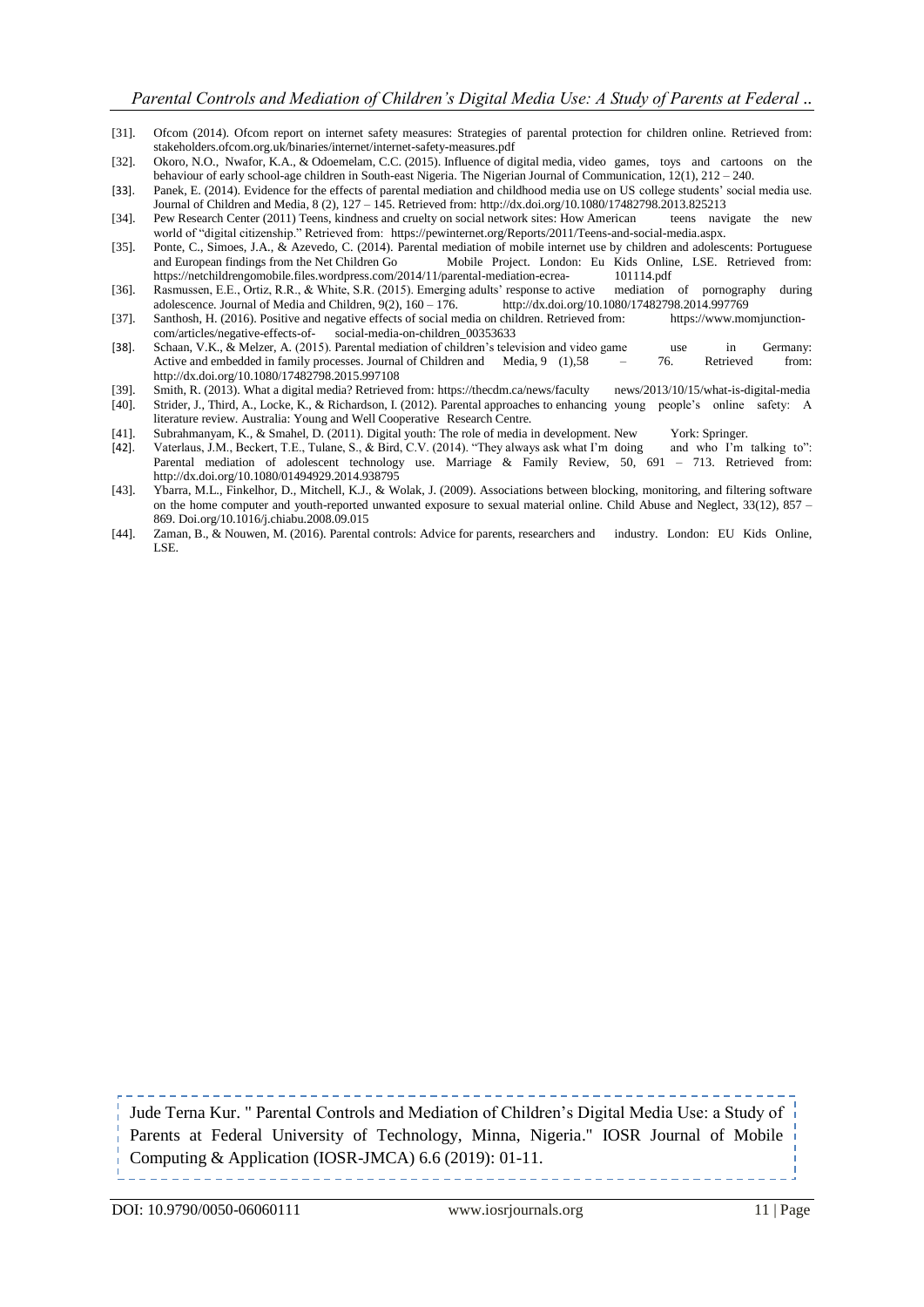[31]. Ofcom (2014). Ofcom report on internet safety measures: Strategies of parental protection for children online. Retrieved from: stakeholders.ofcom.org.uk/binaries/internet/internet-safety-measures.pdf

[32]. Okoro, N.O., Nwafor, K.A., & Odoemelam, C.C. (2015). Influence of digital media, video games, toys and cartoons on the behaviour of early school-age children in South-east Nigeria. The Nigerian Journal of Communication, 12(1), 212 – 240.

[33]. Panek, E. (2014). Evidence for the effects of parental mediation and childhood media use on US college students' social media use. Journal of Children and Media, 8 (2), 127 – 145. Retrieved from: http://dx.doi.org/10.1080/17482798.2013.825213

[34]. Pew Research Center (2011) Teens, kindness and cruelty on social network sites: How American teens navigate the new world of "digital citizenship." Retrieved from: https://pewinternet.org/Reports/2011/Teens-and-social-media.aspx.

[35]. Ponte, C., Simoes, J.A., & Azevedo, C. (2014). Parental mediation of mobile internet use by children and adolescents: Portuguese and European findings from the Net Children Go Mobile Project. London: Eu Kids Online, LSE. Retrieved from: https://netchildrengomobile.files.wordpress.com/2014/11/parental-mediation-ecrea- 101114.pdf

[36]. Rasmussen, E.E., Ortiz, R.R., & White, S.R. (2015). Emerging adults' response to active mediation of pornography during adolescence. Journal of Media and Children, 9(2), 160 – 176. http://dx.doi.org/10.1080/17482798.2014.997769

[37]. Santhosh, H. (2016). Positive and negative effects of social media on children. Retrieved from: https://www.momjunction-com/articles/negative-effects-of- social-media-on-children_00353633

[38]. Schaan, V.K., & Melzer, A. (2015). Parental mediation of children's television and video game use in Germany: Active and embedded in family processes. Journal of Children and Media, 9 (1),58 – 76. Retrieved from: http://dx.doi.org/10.1080/17482798.2015.997108

[39]. Smith, R. (2013). What a digital media? Retrieved from: https://thecdm.ca/news/faculty news/2013/10/15/what-is-digital-media

[40]. Strider, J., Third, A., Locke, K., & Richardson, I. (2012). Parental approaches to enhancing young people's online safety: A literature review. Australia: Young and Well Cooperative Research Centre.

[41]. Subrahmanyam, K., & Smahel, D. (2011). Digital youth: The role of media in development. New York: Springer.

[42]. Vaterlaus, J.M., Beckert, T.E., Tulane, S., & Bird, C.V. (2014). "They always ask what I'm doing and who I'm talking to": Parental mediation of adolescent technology use. Marriage & Family Review, 50, 691 – 713. Retrieved from: http://dx.doi.org/10.1080/01494929.2014.938795

[43]. Ybarra, M.L., Finkelhor, D., Mitchell, K.J., & Wolak, J. (2009). Associations between blocking, monitoring, and filtering software on the home computer and youth-reported unwanted exposure to sexual material online. Child Abuse and Neglect, 33(12), 857 – 869. Doi.org/10.1016/j.chiabu.2008.09.015

[44]. Zaman, B., & Nouwen, M. (2016). Parental controls: Advice for parents, researchers and industry. London: EU Kids Online, LSE.

Jude Terna Kur. " Parental Controls and Mediation of Children's Digital Media Use: a Study of Parents at Federal University of Technology, Minna, Nigeria." IOSR Journal of Mobile Computing & Application (IOSR-JMCA) 6.6 (2019): 01-11.